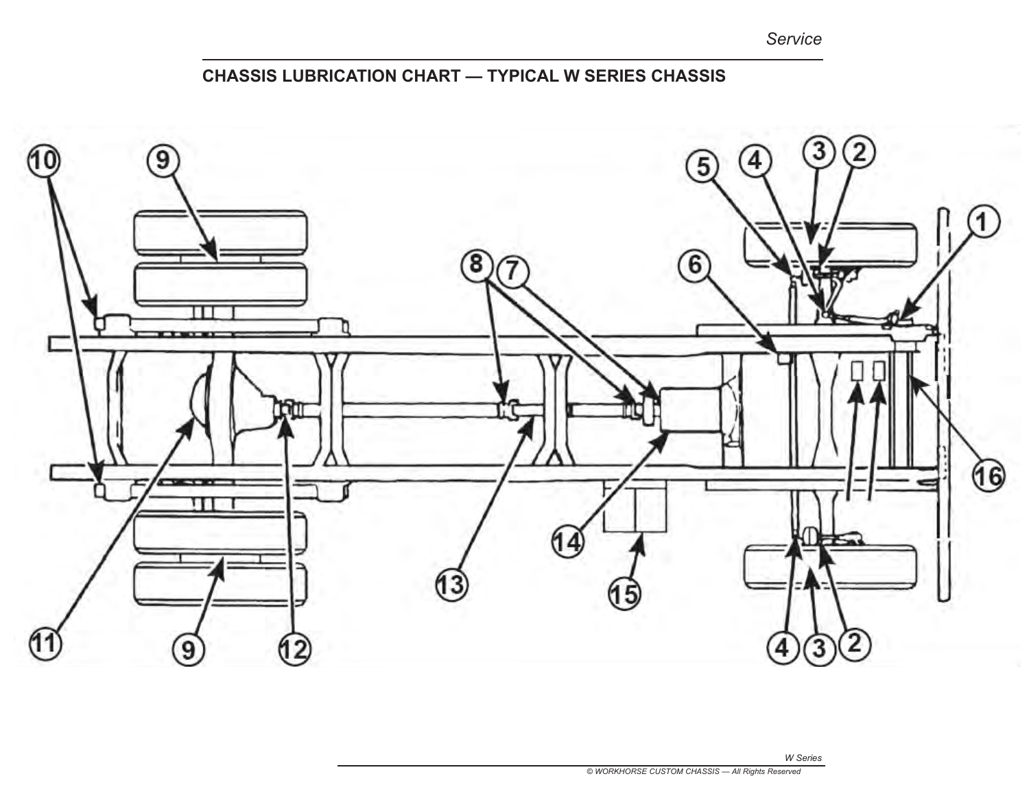## CHASSIS LUBRICATION CHART — TYPICAL W SERIES CHASSIS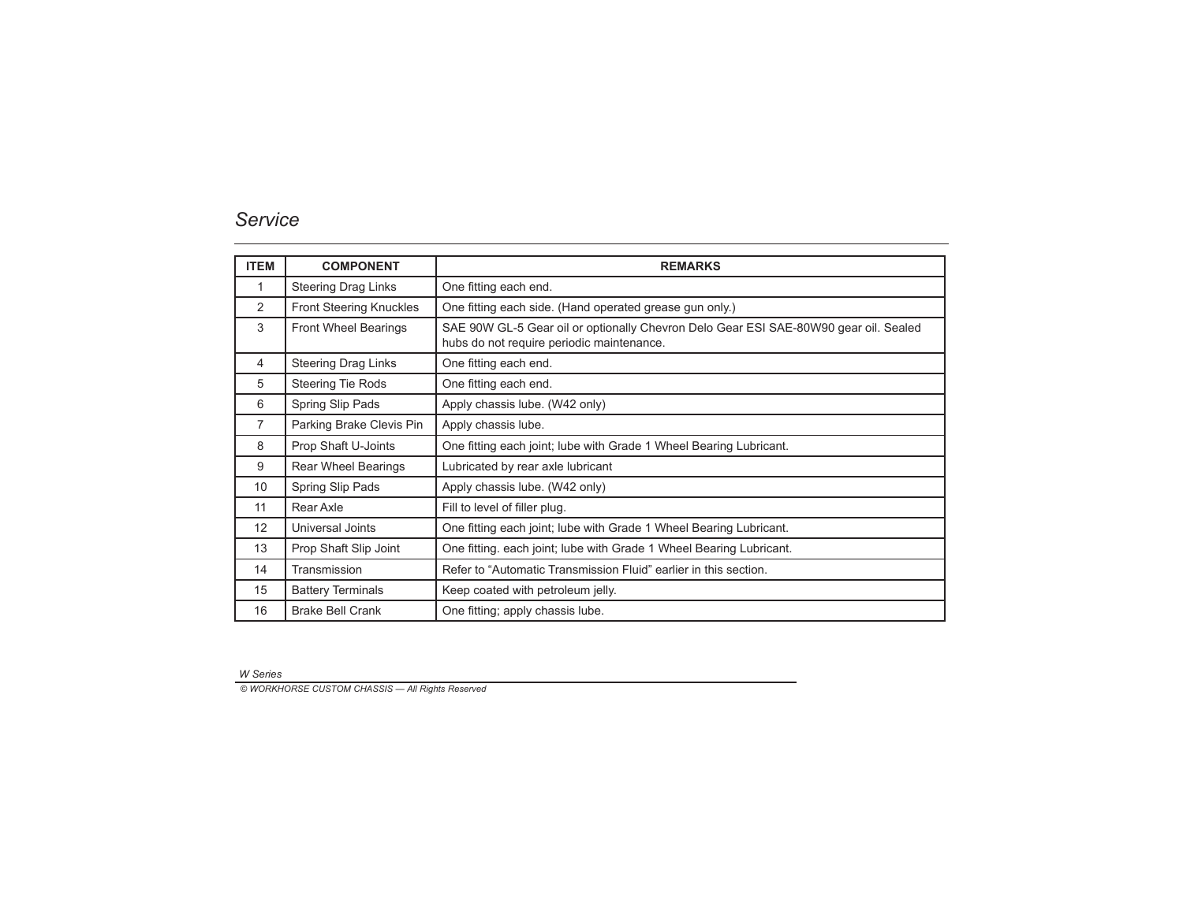*Service*

| ITEM | COMPONENT | REMARKS |
|---|---|---|
| 1 | Steering Drag Links | One fitting each end. |
| 2 | Front Steering Knuckles | One fitting each side. (Hand operated grease gun only.) |
| 3 | Front Wheel Bearings | SAE 90W GL-5 Gear oil or optionally Chevron Delo Gear ESI SAE-80W90 gear oil. Sealed hubs do not require periodic maintenance. |
| 4 | Steering Drag Links | One fitting each end. |
| 5 | Steering Tie Rods | One fitting each end. |
| 6 | Spring Slip Pads | Apply chassis lube. (W42 only) |
| 7 | Parking Brake Clevis Pin | Apply chassis lube. |
| 8 | Prop Shaft U-Joints | One fitting each joint; lube with Grade 1 Wheel Bearing Lubricant. |
| 9 | Rear Wheel Bearings | Lubricated by rear axle lubricant |
| 10 | Spring Slip Pads | Apply chassis lube. (W42 only) |
| 11 | Rear Axle | Fill to level of filler plug. |
| 12 | Universal Joints | One fitting each joint; lube with Grade 1 Wheel Bearing Lubricant. |
| 13 | Prop Shaft Slip Joint | One fitting. each joint; lube with Grade 1 Wheel Bearing Lubricant. |
| 14 | Transmission | Refer to “Automatic Transmission Fluid” earlier in this section. |
| 15 | Battery Terminals | Keep coated with petroleum jelly. |
| 16 | Brake Bell Crank | One fitting; apply chassis lube. |